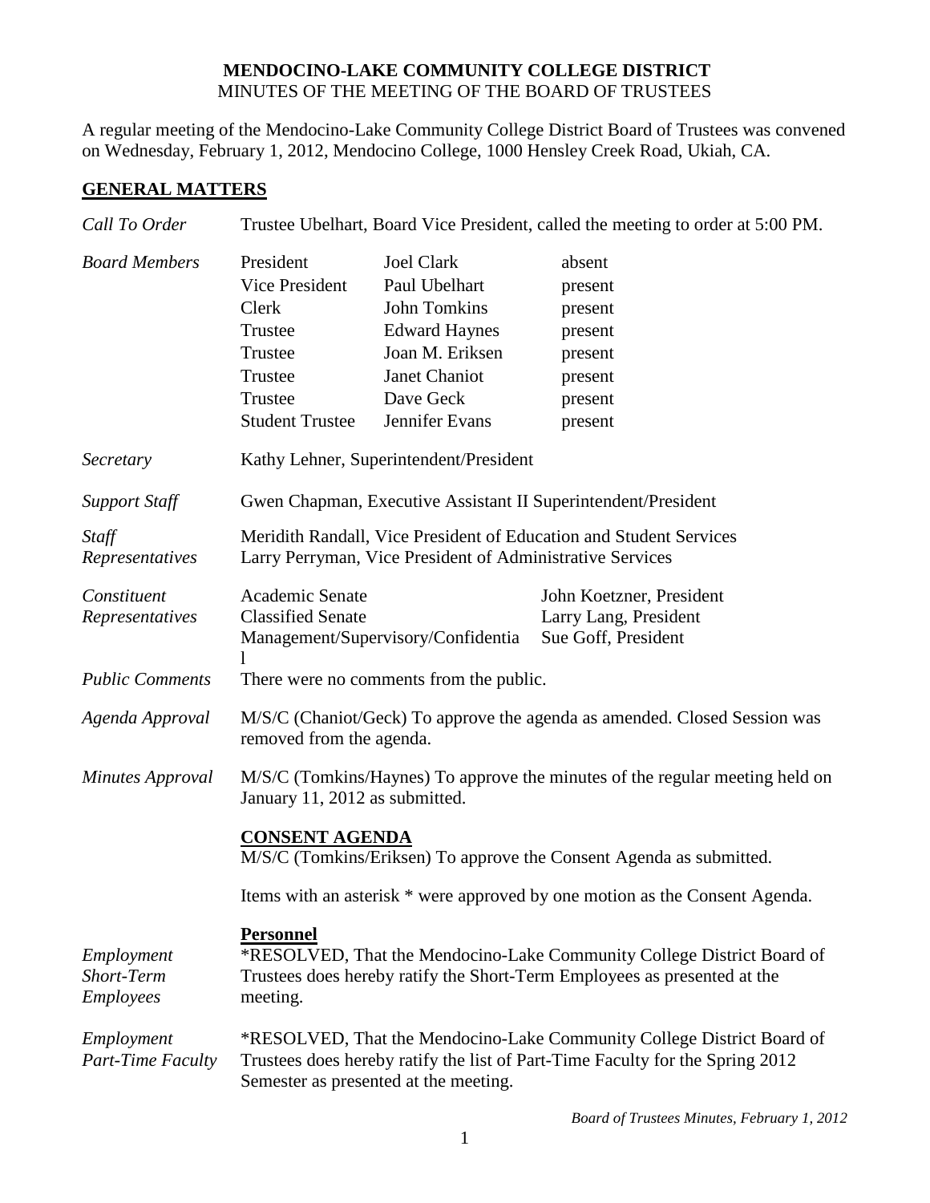# MENDOCINO-LAKE COMMUNITY COLLEGE DISTRICT

MINUTES OF THE MEETING OF THE BOARD OF TRUSTEES

A regular meeting of the Mendocino-Lake Community College District Board of Trustees was convened on Wednesday, February 1, 2012, Mendocino College, 1000 Hensley Creek Road, Ukiah, CA.

## GENERAL MATTERS

*Call To Order* — Trustee Ubelhart, Board Vice President, called the meeting to order at 5:00 PM.

*Board Members*

| | | |
|---|---|---|
| President | Joel Clark | absent |
| Vice President | Paul Ubelhart | present |
| Clerk | John Tomkins | present |
| Trustee | Edward Haynes | present |
| Trustee | Joan M. Eriksen | present |
| Trustee | Janet Chaniot | present |
| Trustee | Dave Geck | present |
| Student Trustee | Jennifer Evans | present |

*Secretary* — Kathy Lehner, Superintendent/President

*Support Staff* — Gwen Chapman, Executive Assistant II Superintendent/President

*Staff Representatives* — Meridith Randall, Vice President of Education and Student Services; Larry Perryman, Vice President of Administrative Services

*Constituent Representatives*

| | |
|---|---|
| Academic Senate | John Koetzner, President |
| Classified Senate | Larry Lang, President |
| Management/Supervisory/Confidential | Sue Goff, President |

*Public Comments* — There were no comments from the public.

*Agenda Approval* — M/S/C (Chaniot/Geck) To approve the agenda as amended. Closed Session was removed from the agenda.

*Minutes Approval* — M/S/C (Tomkins/Haynes) To approve the minutes of the regular meeting held on January 11, 2012 as submitted.

**CONSENT AGENDA**

M/S/C (Tomkins/Eriksen) To approve the Consent Agenda as submitted.

Items with an asterisk * were approved by one motion as the Consent Agenda.

**Personnel**

*Employment Short-Term Employees* — *RESOLVED, That the Mendocino-Lake Community College District Board of Trustees does hereby ratify the Short-Term Employees as presented at the meeting.

*Employment Part-Time Faculty* — *RESOLVED, That the Mendocino-Lake Community College District Board of Trustees does hereby ratify the list of Part-Time Faculty for the Spring 2012 Semester as presented at the meeting.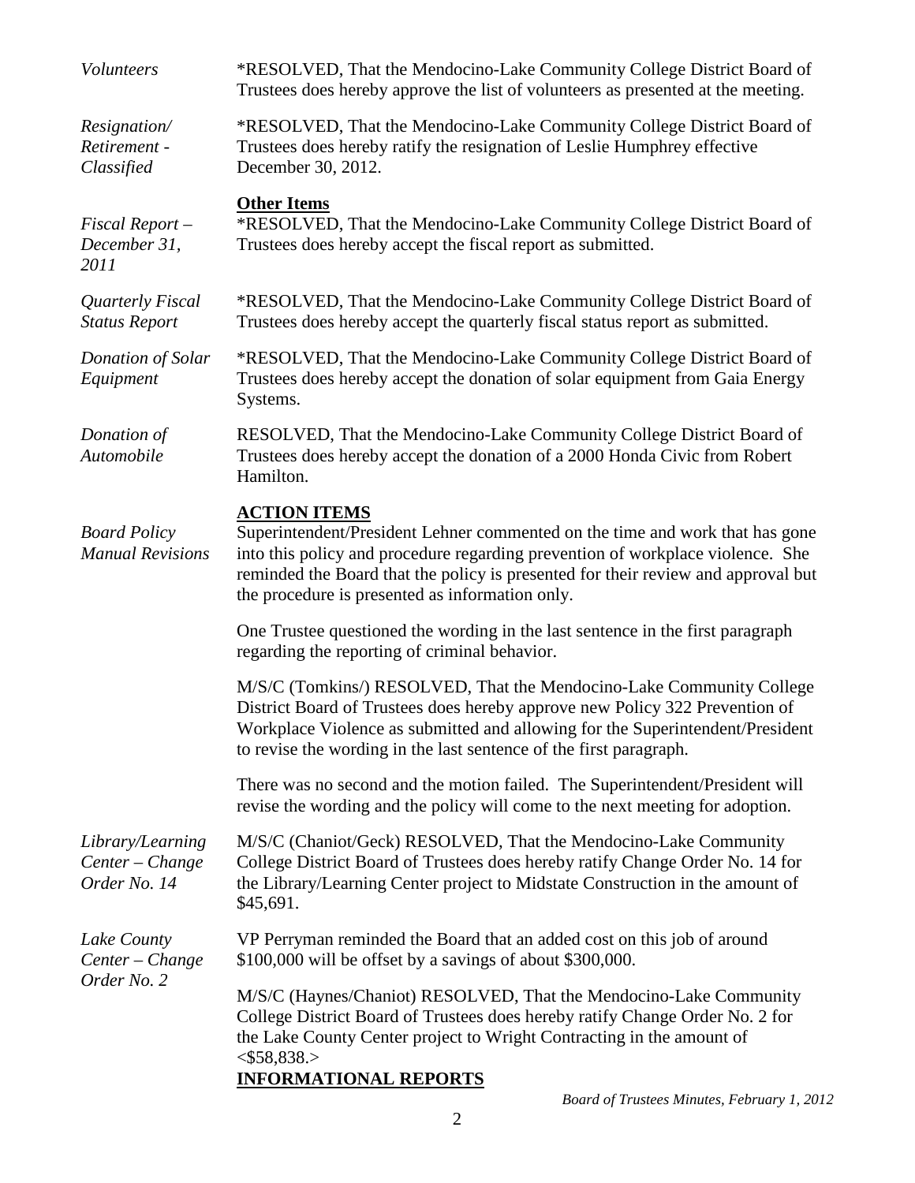*Volunteers*

*RESOLVED, That the Mendocino-Lake Community College District Board of Trustees does hereby approve the list of volunteers as presented at the meeting.

*Resignation/ Retirement - Classified*

*RESOLVED, That the Mendocino-Lake Community College District Board of Trustees does hereby ratify the resignation of Leslie Humphrey effective December 30, 2012.

**Other Items**

*Fiscal Report – December 31, 2011*

*RESOLVED, That the Mendocino-Lake Community College District Board of Trustees does hereby accept the fiscal report as submitted.

*Quarterly Fiscal Status Report*

*RESOLVED, That the Mendocino-Lake Community College District Board of Trustees does hereby accept the quarterly fiscal status report as submitted.

*Donation of Solar Equipment*

*RESOLVED, That the Mendocino-Lake Community College District Board of Trustees does hereby accept the donation of solar equipment from Gaia Energy Systems.

*Donation of Automobile*

RESOLVED, That the Mendocino-Lake Community College District Board of Trustees does hereby accept the donation of a 2000 Honda Civic from Robert Hamilton.

**ACTION ITEMS**

*Board Policy Manual Revisions*

Superintendent/President Lehner commented on the time and work that has gone into this policy and procedure regarding prevention of workplace violence. She reminded the Board that the policy is presented for their review and approval but the procedure is presented as information only.

One Trustee questioned the wording in the last sentence in the first paragraph regarding the reporting of criminal behavior.

M/S/C (Tomkins/) RESOLVED, That the Mendocino-Lake Community College District Board of Trustees does hereby approve new Policy 322 Prevention of Workplace Violence as submitted and allowing for the Superintendent/President to revise the wording in the last sentence of the first paragraph.

There was no second and the motion failed. The Superintendent/President will revise the wording and the policy will come to the next meeting for adoption.

*Library/Learning Center – Change Order No. 14*

M/S/C (Chaniot/Geck) RESOLVED, That the Mendocino-Lake Community College District Board of Trustees does hereby ratify Change Order No. 14 for the Library/Learning Center project to Midstate Construction in the amount of $45,691.

*Lake County Center – Change Order No. 2*

VP Perryman reminded the Board that an added cost on this job of around $100,000 will be offset by a savings of about $300,000.

M/S/C (Haynes/Chaniot) RESOLVED, That the Mendocino-Lake Community College District Board of Trustees does hereby ratify Change Order No. 2 for the Lake County Center project to Wright Contracting in the amount of <$58,838.>

**INFORMATIONAL REPORTS**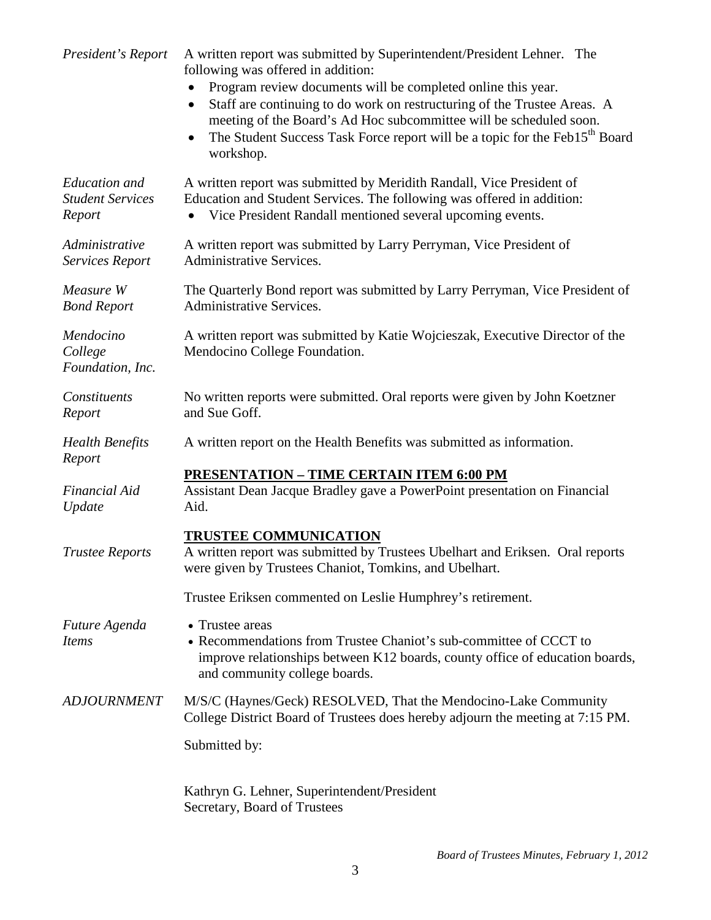*President's Report* A written report was submitted by Superintendent/President Lehner. The following was offered in addition:

- Program review documents will be completed online this year.
- Staff are continuing to do work on restructuring of the Trustee Areas. A meeting of the Board's Ad Hoc subcommittee will be scheduled soon.
- The Student Success Task Force report will be a topic for the Feb15th Board workshop.

*Education and Student Services Report* A written report was submitted by Meridith Randall, Vice President of Education and Student Services. The following was offered in addition:

- Vice President Randall mentioned several upcoming events.

*Administrative Services Report* A written report was submitted by Larry Perryman, Vice President of Administrative Services.

*Measure W Bond Report* The Quarterly Bond report was submitted by Larry Perryman, Vice President of Administrative Services.

*Mendocino College Foundation, Inc.* A written report was submitted by Katie Wojcieszak, Executive Director of the Mendocino College Foundation.

*Constituents Report* No written reports were submitted. Oral reports were given by John Koetzner and Sue Goff.

*Health Benefits Report* A written report on the Health Benefits was submitted as information.

**PRESENTATION – TIME CERTAIN ITEM 6:00 PM**

*Financial Aid Update* Assistant Dean Jacque Bradley gave a PowerPoint presentation on Financial Aid.

**TRUSTEE COMMUNICATION**

*Trustee Reports* A written report was submitted by Trustees Ubelhart and Eriksen. Oral reports were given by Trustees Chaniot, Tomkins, and Ubelhart.

Trustee Eriksen commented on Leslie Humphrey's retirement.

*Future Agenda Items*

- Trustee areas
- Recommendations from Trustee Chaniot's sub-committee of CCCT to improve relationships between K12 boards, county office of education boards, and community college boards.

*ADJOURNMENT* M/S/C (Haynes/Geck) RESOLVED, That the Mendocino-Lake Community College District Board of Trustees does hereby adjourn the meeting at 7:15 PM.

Submitted by:

Kathryn G. Lehner, Superintendent/President
Secretary, Board of Trustees